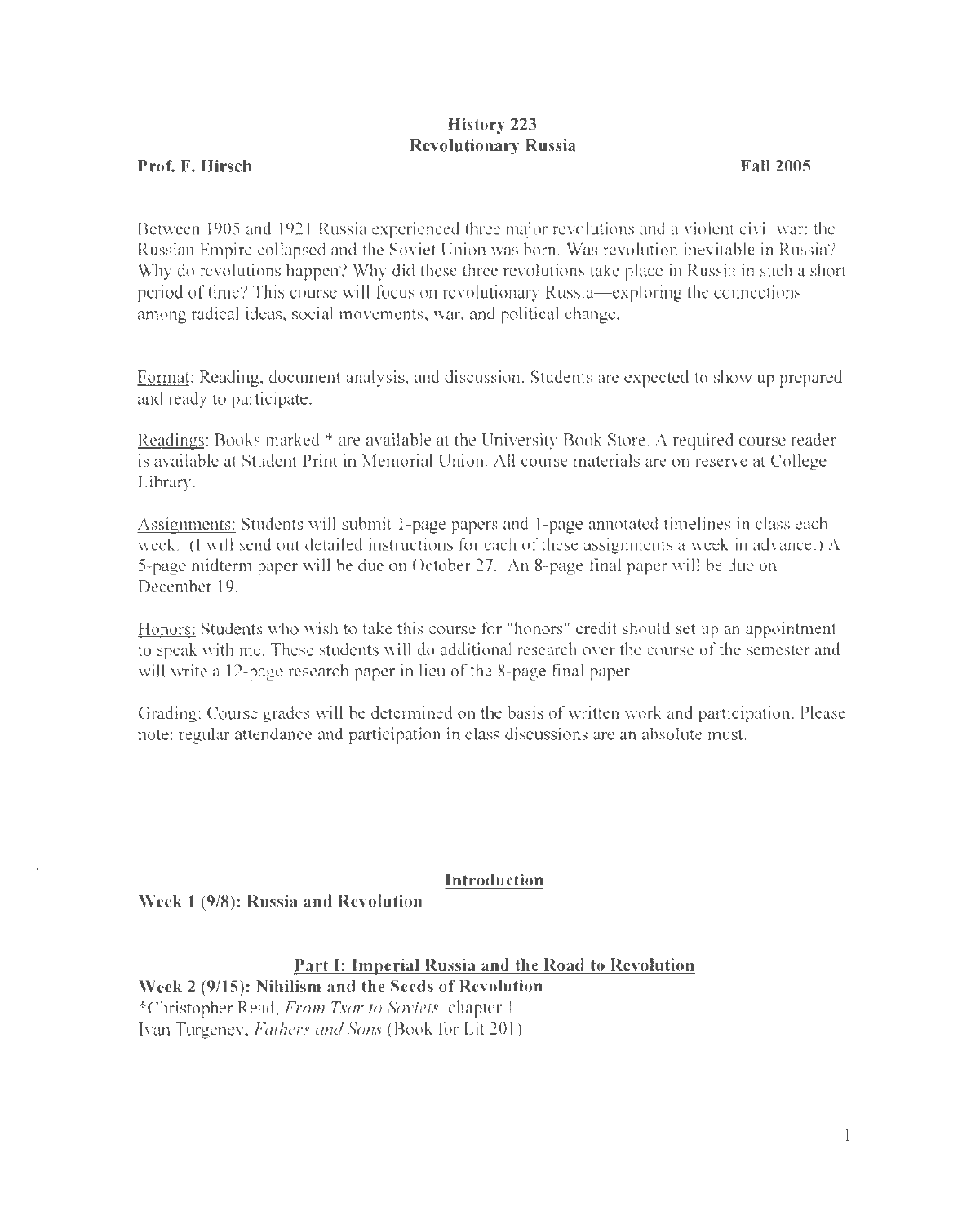# History 223
# Revolutionary Russia

**Prof. F. Hirsch** **Fall 2005**

Between 1905 and 1921 Russia experienced three major revolutions and a violent civil war: the Russian Empire collapsed and the Soviet Union was born. Was revolution inevitable in Russia? Why do revolutions happen? Why did these three revolutions take place in Russia in such a short period of time? This course will focus on revolutionary Russia—exploring the connections among radical ideas, social movements, war, and political change.

<u>Format</u>: Reading, document analysis, and discussion. Students are expected to show up prepared and ready to participate.

<u>Readings</u>: Books marked * are available at the University Book Store. A required course reader is available at Student Print in Memorial Union. All course materials are on reserve at College Library.

<u>Assignments:</u> Students will submit 1-page papers and 1-page annotated timelines in class each week. (I will send out detailed instructions for each of these assignments a week in advance.) A 5-page midterm paper will be due on October 27. An 8-page final paper will be due on December 19.

<u>Honors:</u> Students who wish to take this course for "honors" credit should set up an appointment to speak with me. These students will do additional research over the course of the semester and will write a 12-page research paper in lieu of the 8-page final paper.

<u>Grading</u>: Course grades will be determined on the basis of written work and participation. Please note: regular attendance and participation in class discussions are an absolute must.

## Introduction

**Week 1 (9/8): Russia and Revolution**

## Part I: Imperial Russia and the Road to Revolution

**Week 2 (9/15): Nihilism and the Seeds of Revolution**

*Christopher Read, *From Tsar to Soviets*, chapter 1

Ivan Turgenev, *Fathers and Sons* (Book for Lit 201)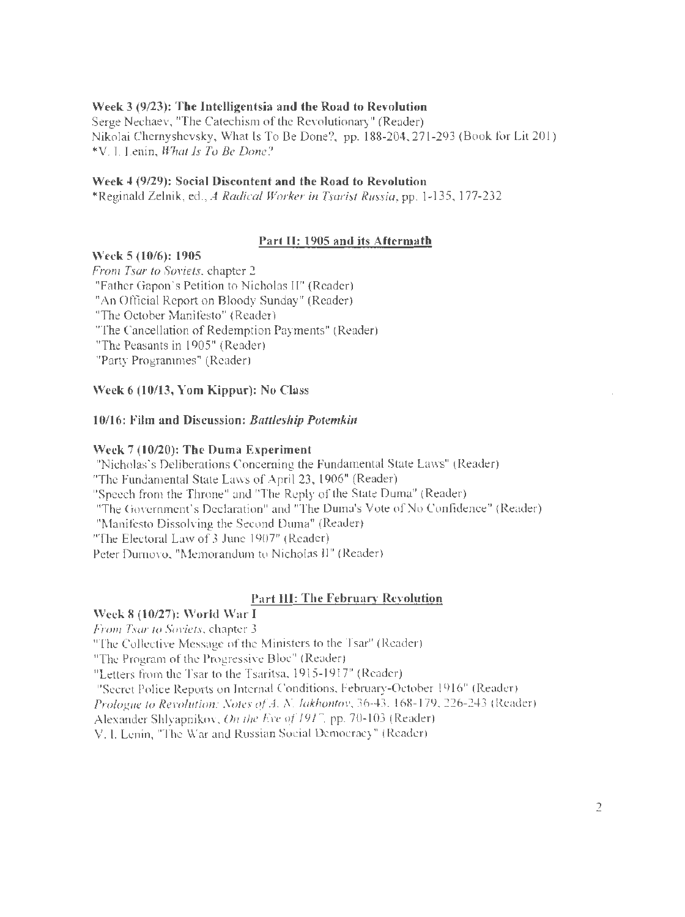**Week 3 (9/23): The Intelligentsia and the Road to Revolution**
Serge Nechaev, "The Catechism of the Revolutionary" (Reader)
Nikolai Chernyshevsky, What Is To Be Done?, pp. 188-204, 271-293 (Book for Lit 201)
*V. I. Lenin, *What Is To Be Done?*

**Week 4 (9/29): Social Discontent and the Road to Revolution**
*Reginald Zelnik, ed., *A Radical Worker in Tsarist Russia*, pp. 1-135, 177-232

## Part II: 1905 and its Aftermath

**Week 5 (10/6): 1905**
*From Tsar to Soviets*, chapter 2
"Father Gapon's Petition to Nicholas II" (Reader)
"An Official Report on Bloody Sunday" (Reader)
"The October Manifesto" (Reader)
"The Cancellation of Redemption Payments" (Reader)
"The Peasants in 1905" (Reader)
"Party Programmes" (Reader)

**Week 6 (10/13, Yom Kippur): No Class**

**10/16: Film and Discussion: *Battleship Potemkin***

**Week 7 (10/20): The Duma Experiment**
"Nicholas's Deliberations Concerning the Fundamental State Laws" (Reader)
"The Fundamental State Laws of April 23, 1906" (Reader)
"Speech from the Throne" and "The Reply of the State Duma" (Reader)
"The Government's Declaration" and "The Duma's Vote of No Confidence" (Reader)
"Manifesto Dissolving the Second Duma" (Reader)
"The Electoral Law of 3 June 1907" (Reader)
Peter Durnovo, "Memorandum to Nicholas II" (Reader)

## Part III: The February Revolution

**Week 8 (10/27): World War I**
*From Tsar to Soviets*, chapter 3
"The Collective Message of the Ministers to the Tsar" (Reader)
"The Program of the Progressive Bloc" (Reader)
"Letters from the Tsar to the Tsaritsa, 1915-1917" (Reader)
"Secret Police Reports on Internal Conditions, February-October 1916" (Reader)
*Prologue to Revolution: Notes of A. N. Iakhontov*, 36-43, 168-179, 226-243 (Reader)
Alexander Shlyapnikov, *On the Eve of 1917*, pp. 70-103 (Reader)
V. I. Lenin, "The War and Russian Social Democracy" (Reader)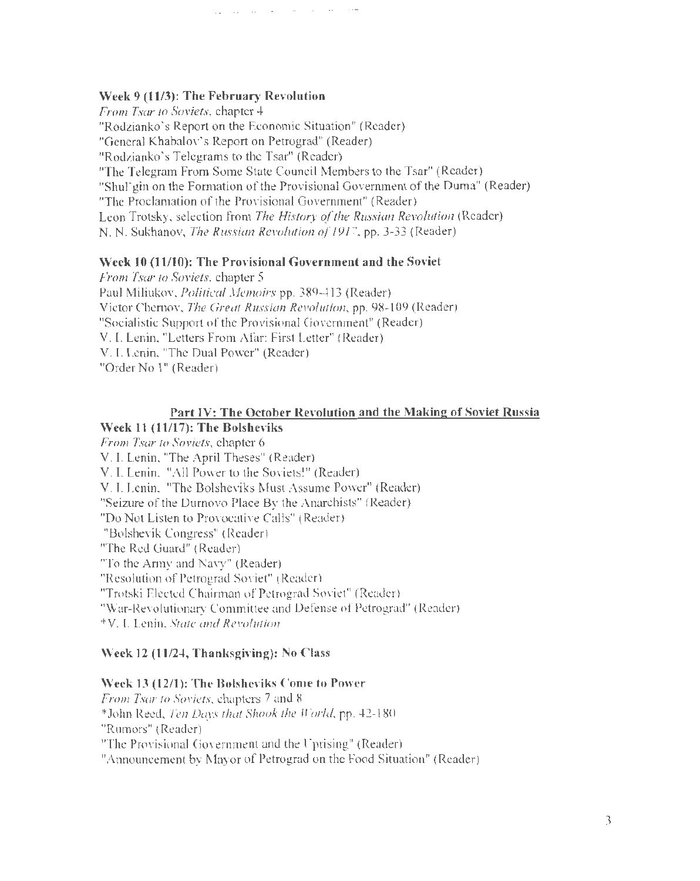### Week 9 (11/3): The February Revolution

*From Tsar to Soviets*, chapter 4
"Rodzianko's Report on the Economic Situation" (Reader)
"General Khabalov's Report on Petrograd" (Reader)
"Rodzianko's Telegrams to the Tsar" (Reader)
"The Telegram From Some State Council Members to the Tsar" (Reader)
"Shul'gin on the Formation of the Provisional Government of the Duma" (Reader)
"The Proclamation of the Provisional Government" (Reader)
Leon Trotsky, selection from *The History of the Russian Revolution* (Reader)
N. N. Sukhanov, *The Russian Revolution of 1917*, pp. 3-33 (Reader)

### Week 10 (11/10): The Provisional Government and the Soviet

*From Tsar to Soviets*, chapter 5
Paul Miliukov, *Political Memoirs* pp. 389-413 (Reader)
Victor Chernov, *The Great Russian Revolution*, pp. 98-109 (Reader)
"Socialistic Support of the Provisional Government" (Reader)
V. I. Lenin, "Letters From Afar: First Letter" (Reader)
V. I. Lenin, "The Dual Power" (Reader)
"Order No 1" (Reader)

## Part IV: The October Revolution and the Making of Soviet Russia

### Week 11 (11/17): The Bolsheviks

*From Tsar to Soviets*, chapter 6
V. I. Lenin, "The April Theses" (Reader)
V. I. Lenin, "All Power to the Soviets!" (Reader)
V. I. Lenin, "The Bolsheviks Must Assume Power" (Reader)
"Seizure of the Durnovo Place By the Anarchists" (Reader)
"Do Not Listen to Provocative Calls" (Reader)
"Bolshevik Congress" (Reader)
"The Red Guard" (Reader)
"To the Army and Navy" (Reader)
"Resolution of Petrograd Soviet" (Reader)
"Trotski Elected Chairman of Petrograd Soviet" (Reader)
"War-Revolutionary Committee and Defense of Petrograd" (Reader)
*V. I. Lenin, *State and Revolution*

### Week 12 (11/24, Thanksgiving): No Class

### Week 13 (12/1): The Bolsheviks Come to Power

*From Tsar to Soviets*, chapters 7 and 8
*John Reed, *Ten Days that Shook the World*, pp. 42-180
"Rumors" (Reader)
"The Provisional Government and the Uprising" (Reader)
"Announcement by Mayor of Petrograd on the Food Situation" (Reader)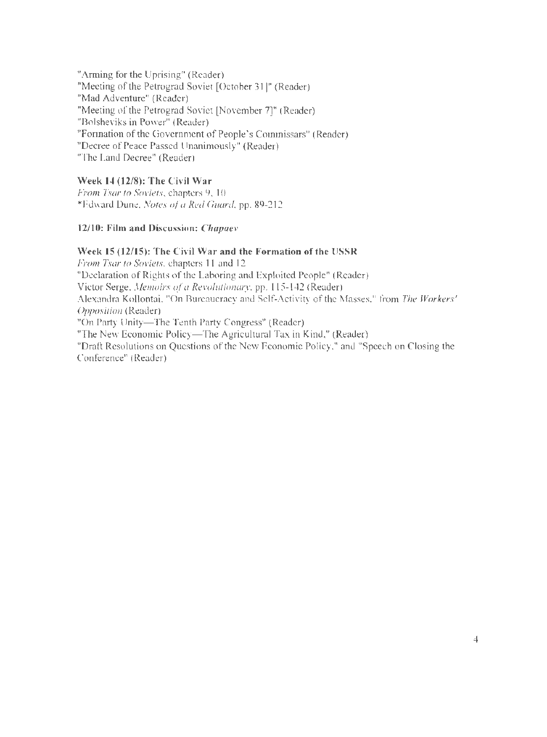"Arming for the Uprising" (Reader)
"Meeting of the Petrograd Soviet [October 31]" (Reader)
"Mad Adventure" (Reader)
"Meeting of the Petrograd Soviet [November 7]" (Reader)
"Bolsheviks in Power" (Reader)
"Formation of the Government of People's Commissars" (Reader)
"Decree of Peace Passed Unanimously" (Reader)
"The Land Decree" (Reader)

**Week 14 (12/8): The Civil War**
*From Tsar to Soviets*, chapters 9, 10
*Edward Dune, *Notes of a Red Guard*, pp. 89-212

**12/10: Film and Discussion: *Chapaev***

**Week 15 (12/15): The Civil War and the Formation of the USSR**
*From Tsar to Soviets*, chapters 11 and 12
"Declaration of Rights of the Laboring and Exploited People" (Reader)
Victor Serge, *Memoirs of a Revolutionary*, pp. 115-142 (Reader)
Alexandra Kollontai, "On Bureaucracy and Self-Activity of the Masses," from *The Workers' Opposition* (Reader)
"On Party Unity—The Tenth Party Congress" (Reader)
"The New Economic Policy—The Agricultural Tax in Kind," (Reader)
"Draft Resolutions on Questions of the New Economic Policy," and "Speech on Closing the Conference" (Reader)